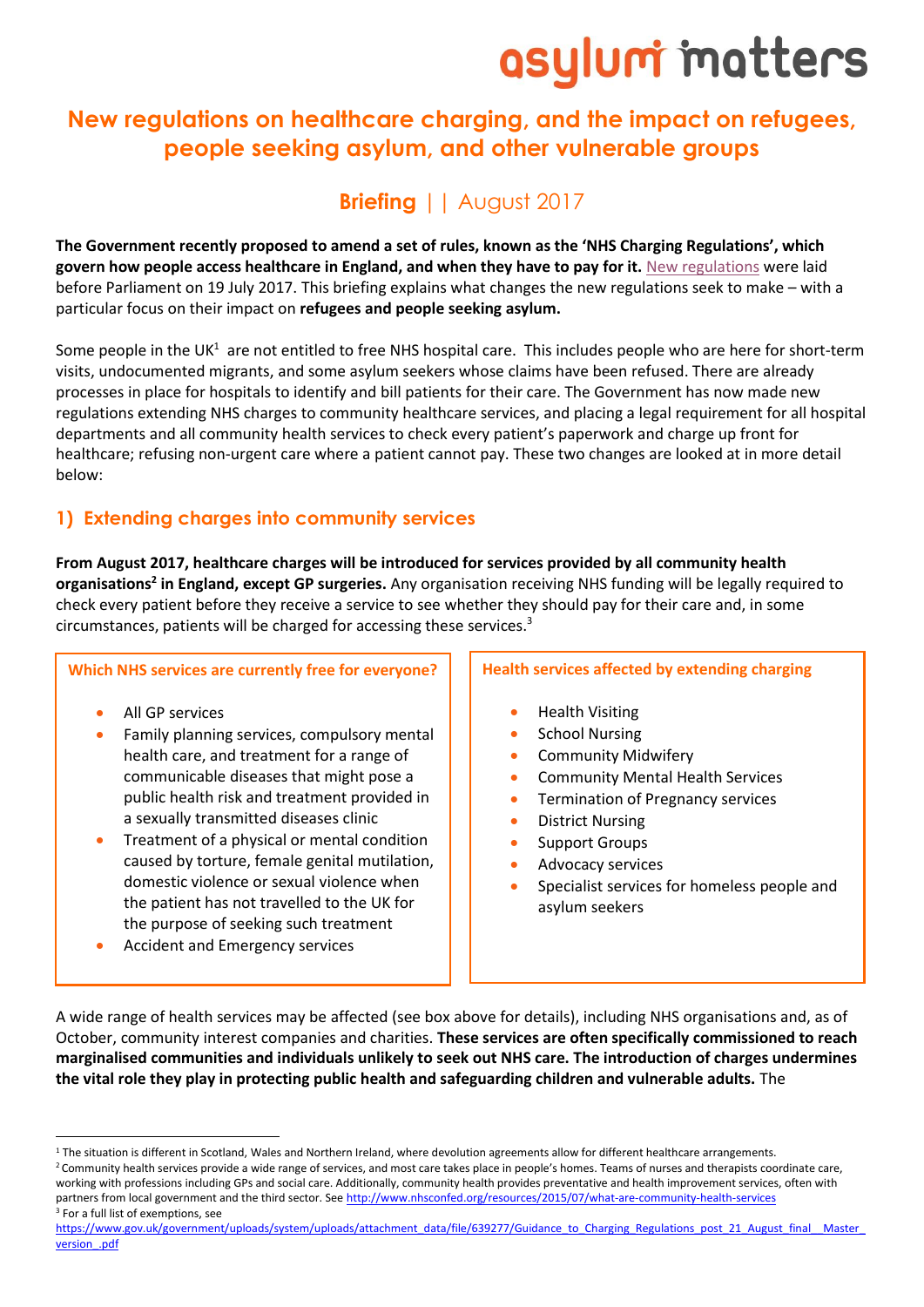asylum matters

# New regulations on healthcare charging, and the impact on refugees, people seeking asylum, and other vulnerable groups

## Briefing || August 2017

**The Government recently proposed to amend a set of rules, known as the 'NHS Charging Regulations', which govern how people access healthcare in England, and when they have to pay for it.** New regulations were laid before Parliament on 19 July 2017. This briefing explains what changes the new regulations seek to make – with a particular focus on their impact on **refugees and people seeking asylum.**

Some people in the UK[1] are not entitled to free NHS hospital care. This includes people who are here for short-term visits, undocumented migrants, and some asylum seekers whose claims have been refused. There are already processes in place for hospitals to identify and bill patients for their care. The Government has now made new regulations extending NHS charges to community healthcare services, and placing a legal requirement for all hospital departments and all community health services to check every patient's paperwork and charge up front for healthcare; refusing non-urgent care where a patient cannot pay. These two changes are looked at in more detail below:

## 1) Extending charges into community services

**From August 2017, healthcare charges will be introduced for services provided by all community health organisations[2] in England, except GP surgeries.** Any organisation receiving NHS funding will be legally required to check every patient before they receive a service to see whether they should pay for their care and, in some circumstances, patients will be charged for accessing these services.[3]

**Which NHS services are currently free for everyone?**

- All GP services
- Family planning services, compulsory mental health care, and treatment for a range of communicable diseases that might pose a public health risk and treatment provided in a sexually transmitted diseases clinic
- Treatment of a physical or mental condition caused by torture, female genital mutilation, domestic violence or sexual violence when the patient has not travelled to the UK for the purpose of seeking such treatment
- Accident and Emergency services

**Health services affected by extending charging**

- Health Visiting
- School Nursing
- Community Midwifery
- Community Mental Health Services
- Termination of Pregnancy services
- District Nursing
- Support Groups
- Advocacy services
- Specialist services for homeless people and asylum seekers

A wide range of health services may be affected (see box above for details), including NHS organisations and, as of October, community interest companies and charities. **These services are often specifically commissioned to reach marginalised communities and individuals unlikely to seek out NHS care. The introduction of charges undermines the vital role they play in protecting public health and safeguarding children and vulnerable adults.** The

---

[1] The situation is different in Scotland, Wales and Northern Ireland, where devolution agreements allow for different healthcare arrangements.

[2] Community health services provide a wide range of services, and most care takes place in people's homes. Teams of nurses and therapists coordinate care, working with professions including GPs and social care. Additionally, community health provides preventative and health improvement services, often with partners from local government and the third sector. See http://www.nhsconfed.org/resources/2015/07/what-are-community-health-services

[3] For a full list of exemptions, see https://www.gov.uk/government/uploads/system/uploads/attachment_data/file/639277/Guidance_to_Charging_Regulations_post_21_August_final__Master_version_.pdf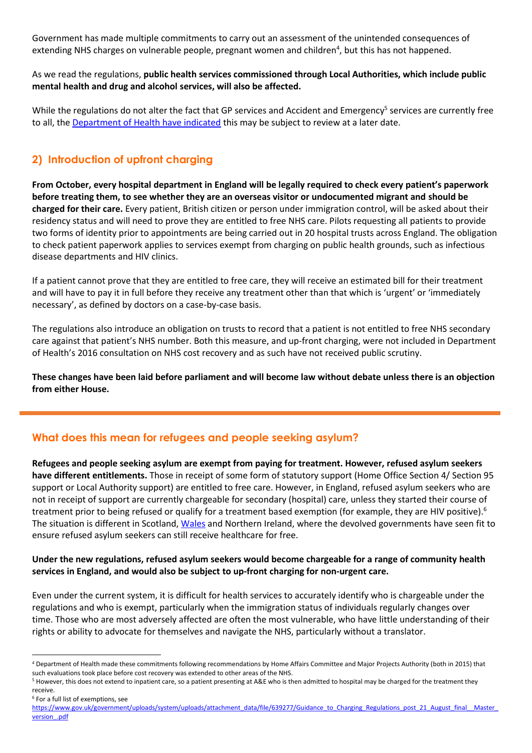Government has made multiple commitments to carry out an assessment of the unintended consequences of extending NHS charges on vulnerable people, pregnant women and children[4], but this has not happened.

As we read the regulations, **public health services commissioned through Local Authorities, which include public mental health and drug and alcohol services, will also be affected.**

While the regulations do not alter the fact that GP services and Accident and Emergency[5] services are currently free to all, the Department of Health have indicated this may be subject to review at a later date.

## 2) Introduction of upfront charging

**From October, every hospital department in England will be legally required to check every patient's paperwork before treating them, to see whether they are an overseas visitor or undocumented migrant and should be charged for their care.** Every patient, British citizen or person under immigration control, will be asked about their residency status and will need to prove they are entitled to free NHS care. Pilots requesting all patients to provide two forms of identity prior to appointments are being carried out in 20 hospital trusts across England. The obligation to check patient paperwork applies to services exempt from charging on public health grounds, such as infectious disease departments and HIV clinics.

If a patient cannot prove that they are entitled to free care, they will receive an estimated bill for their treatment and will have to pay it in full before they receive any treatment other than that which is 'urgent' or 'immediately necessary', as defined by doctors on a case-by-case basis.

The regulations also introduce an obligation on trusts to record that a patient is not entitled to free NHS secondary care against that patient's NHS number. Both this measure, and up-front charging, were not included in Department of Health's 2016 consultation on NHS cost recovery and as such have not received public scrutiny.

**These changes have been laid before parliament and will become law without debate unless there is an objection from either House.**

---

## What does this mean for refugees and people seeking asylum?

**Refugees and people seeking asylum are exempt from paying for treatment. However, refused asylum seekers have different entitlements.** Those in receipt of some form of statutory support (Home Office Section 4/ Section 95 support or Local Authority support) are entitled to free care. However, in England, refused asylum seekers who are not in receipt of support are currently chargeable for secondary (hospital) care, unless they started their course of treatment prior to being refused or qualify for a treatment based exemption (for example, they are HIV positive).[6] The situation is different in Scotland, Wales and Northern Ireland, where the devolved governments have seen fit to ensure refused asylum seekers can still receive healthcare for free.

**Under the new regulations, refused asylum seekers would become chargeable for a range of community health services in England, and would also be subject to up-front charging for non-urgent care.**

Even under the current system, it is difficult for health services to accurately identify who is chargeable under the regulations and who is exempt, particularly when the immigration status of individuals regularly changes over time. Those who are most adversely affected are often the most vulnerable, who have little understanding of their rights or ability to advocate for themselves and navigate the NHS, particularly without a translator.

---

[4] Department of Health made these commitments following recommendations by Home Affairs Committee and Major Projects Authority (both in 2015) that such evaluations took place before cost recovery was extended to other areas of the NHS.

[5] However, this does not extend to inpatient care, so a patient presenting at A&E who is then admitted to hospital may be charged for the treatment they receive.

[6] For a full list of exemptions, see https://www.gov.uk/government/uploads/system/uploads/attachment_data/file/639277/Guidance_to_Charging_Regulations_post_21_August_final__Master_version_.pdf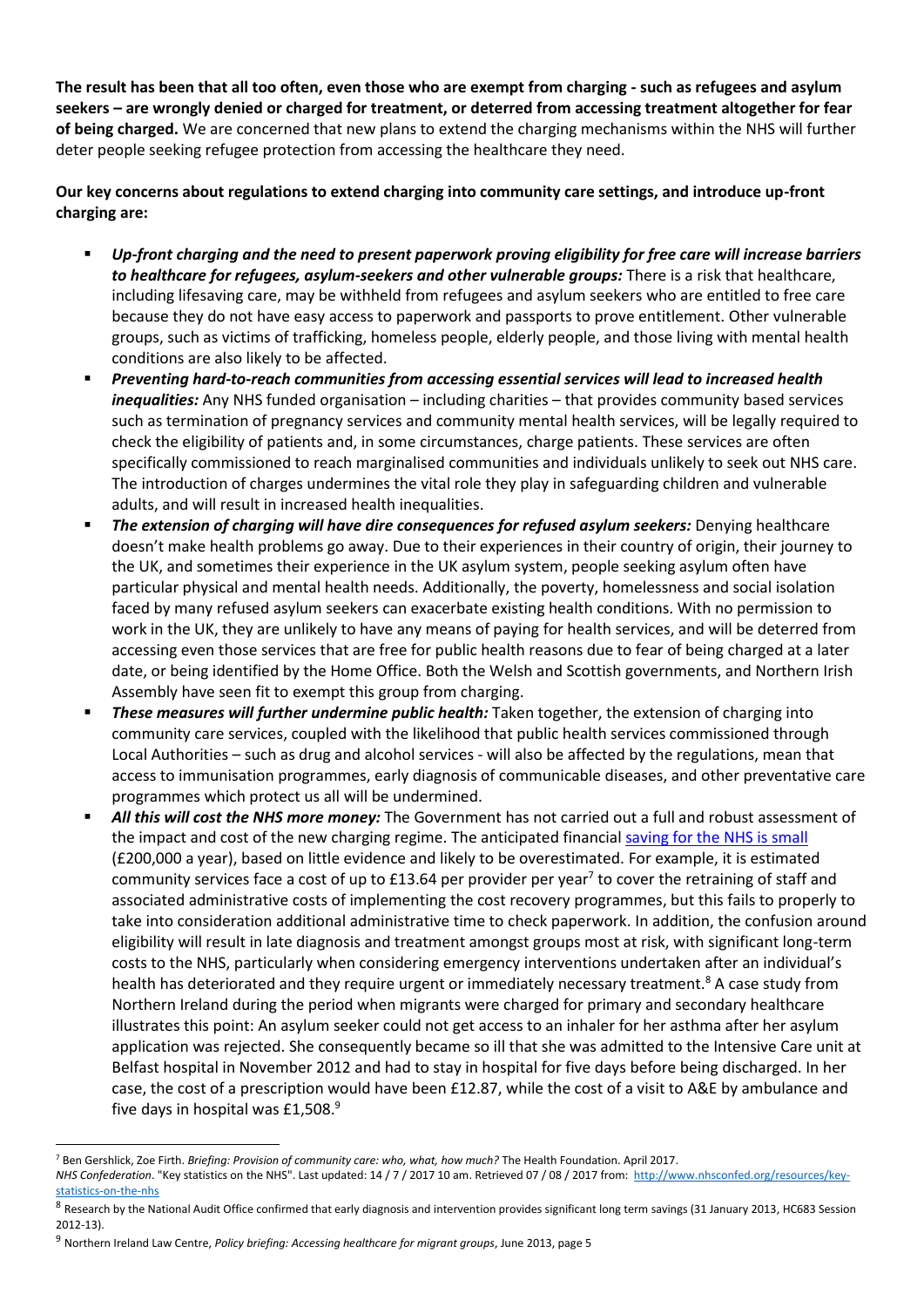**The result has been that all too often, even those who are exempt from charging - such as refugees and asylum seekers – are wrongly denied or charged for treatment, or deterred from accessing treatment altogether for fear of being charged.** We are concerned that new plans to extend the charging mechanisms within the NHS will further deter people seeking refugee protection from accessing the healthcare they need.

**Our key concerns about regulations to extend charging into community care settings, and introduce up-front charging are:**

- ***Up-front charging and the need to present paperwork proving eligibility for free care will increase barriers to healthcare for refugees, asylum-seekers and other vulnerable groups:*** There is a risk that healthcare, including lifesaving care, may be withheld from refugees and asylum seekers who are entitled to free care because they do not have easy access to paperwork and passports to prove entitlement. Other vulnerable groups, such as victims of trafficking, homeless people, elderly people, and those living with mental health conditions are also likely to be affected.
- ***Preventing hard-to-reach communities from accessing essential services will lead to increased health inequalities:*** Any NHS funded organisation – including charities – that provides community based services such as termination of pregnancy services and community mental health services, will be legally required to check the eligibility of patients and, in some circumstances, charge patients. These services are often specifically commissioned to reach marginalised communities and individuals unlikely to seek out NHS care. The introduction of charges undermines the vital role they play in safeguarding children and vulnerable adults, and will result in increased health inequalities.
- ***The extension of charging will have dire consequences for refused asylum seekers:*** Denying healthcare doesn't make health problems go away. Due to their experiences in their country of origin, their journey to the UK, and sometimes their experience in the UK asylum system, people seeking asylum often have particular physical and mental health needs. Additionally, the poverty, homelessness and social isolation faced by many refused asylum seekers can exacerbate existing health conditions. With no permission to work in the UK, they are unlikely to have any means of paying for health services, and will be deterred from accessing even those services that are free for public health reasons due to fear of being charged at a later date, or being identified by the Home Office. Both the Welsh and Scottish governments, and Northern Irish Assembly have seen fit to exempt this group from charging.
- ***These measures will further undermine public health:*** Taken together, the extension of charging into community care services, coupled with the likelihood that public health services commissioned through Local Authorities – such as drug and alcohol services - will also be affected by the regulations, mean that access to immunisation programmes, early diagnosis of communicable diseases, and other preventative care programmes which protect us all will be undermined.
- ***All this will cost the NHS more money:*** The Government has not carried out a full and robust assessment of the impact and cost of the new charging regime. The anticipated financial saving for the NHS is small (£200,000 a year), based on little evidence and likely to be overestimated. For example, it is estimated community services face a cost of up to £13.64 per provider per year[7] to cover the retraining of staff and associated administrative costs of implementing the cost recovery programmes, but this fails to properly to take into consideration additional administrative time to check paperwork. In addition, the confusion around eligibility will result in late diagnosis and treatment amongst groups most at risk, with significant long-term costs to the NHS, particularly when considering emergency interventions undertaken after an individual's health has deteriorated and they require urgent or immediately necessary treatment.[8] A case study from Northern Ireland during the period when migrants were charged for primary and secondary healthcare illustrates this point: An asylum seeker could not get access to an inhaler for her asthma after her asylum application was rejected. She consequently became so ill that she was admitted to the Intensive Care unit at Belfast hospital in November 2012 and had to stay in hospital for five days before being discharged. In her case, the cost of a prescription would have been £12.87, while the cost of a visit to A&E by ambulance and five days in hospital was £1,508.[9]

---

[7] Ben Gershlick, Zoe Firth. *Briefing: Provision of community care: who, what, how much?* The Health Foundation. April 2017.
*NHS Confederation*. "Key statistics on the NHS". Last updated: 14 / 7 / 2017 10 am. Retrieved 07 / 08 / 2017 from: http://www.nhsconfed.org/resources/key-statistics-on-the-nhs

[8] Research by the National Audit Office confirmed that early diagnosis and intervention provides significant long term savings (31 January 2013, HC683 Session 2012-13).

[9] Northern Ireland Law Centre, *Policy briefing: Accessing healthcare for migrant groups*, June 2013, page 5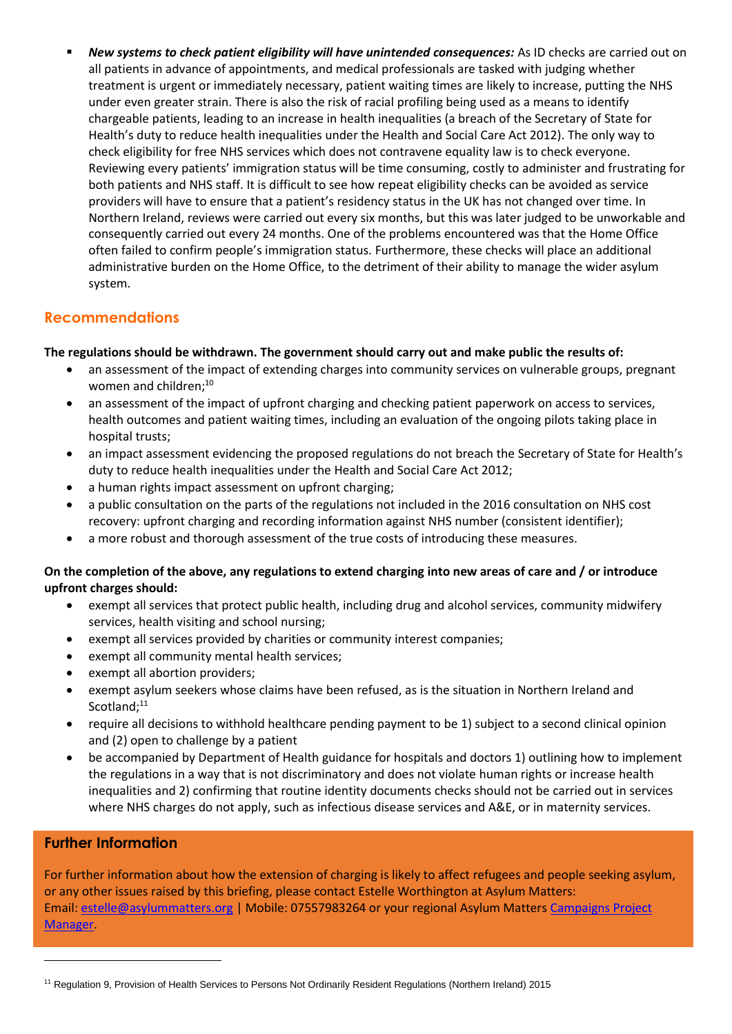- ***New systems to check patient eligibility will have unintended consequences:*** As ID checks are carried out on all patients in advance of appointments, and medical professionals are tasked with judging whether treatment is urgent or immediately necessary, patient waiting times are likely to increase, putting the NHS under even greater strain. There is also the risk of racial profiling being used as a means to identify chargeable patients, leading to an increase in health inequalities (a breach of the Secretary of State for Health's duty to reduce health inequalities under the Health and Social Care Act 2012). The only way to check eligibility for free NHS services which does not contravene equality law is to check everyone. Reviewing every patients' immigration status will be time consuming, costly to administer and frustrating for both patients and NHS staff. It is difficult to see how repeat eligibility checks can be avoided as service providers will have to ensure that a patient's residency status in the UK has not changed over time. In Northern Ireland, reviews were carried out every six months, but this was later judged to be unworkable and consequently carried out every 24 months. One of the problems encountered was that the Home Office often failed to confirm people's immigration status. Furthermore, these checks will place an additional administrative burden on the Home Office, to the detriment of their ability to manage the wider asylum system.

## Recommendations

**The regulations should be withdrawn. The government should carry out and make public the results of:**

- an assessment of the impact of extending charges into community services on vulnerable groups, pregnant women and children;[10]
- an assessment of the impact of upfront charging and checking patient paperwork on access to services, health outcomes and patient waiting times, including an evaluation of the ongoing pilots taking place in hospital trusts;
- an impact assessment evidencing the proposed regulations do not breach the Secretary of State for Health's duty to reduce health inequalities under the Health and Social Care Act 2012;
- a human rights impact assessment on upfront charging;
- a public consultation on the parts of the regulations not included in the 2016 consultation on NHS cost recovery: upfront charging and recording information against NHS number (consistent identifier);
- a more robust and thorough assessment of the true costs of introducing these measures.

**On the completion of the above, any regulations to extend charging into new areas of care and / or introduce upfront charges should:**

- exempt all services that protect public health, including drug and alcohol services, community midwifery services, health visiting and school nursing;
- exempt all services provided by charities or community interest companies;
- exempt all community mental health services;
- exempt all abortion providers;
- exempt asylum seekers whose claims have been refused, as is the situation in Northern Ireland and Scotland;[11]
- require all decisions to withhold healthcare pending payment to be 1) subject to a second clinical opinion and (2) open to challenge by a patient
- be accompanied by Department of Health guidance for hospitals and doctors 1) outlining how to implement the regulations in a way that is not discriminatory and does not violate human rights or increase health inequalities and 2) confirming that routine identity documents checks should not be carried out in services where NHS charges do not apply, such as infectious disease services and A&E, or in maternity services.

## Further Information

For further information about how the extension of charging is likely to affect refugees and people seeking asylum, or any other issues raised by this briefing, please contact Estelle Worthington at Asylum Matters:
Email: estelle@asylummatters.org | Mobile: 07557983264 or your regional Asylum Matters Campaigns Project Manager.

[11] Regulation 9, Provision of Health Services to Persons Not Ordinarily Resident Regulations (Northern Ireland) 2015